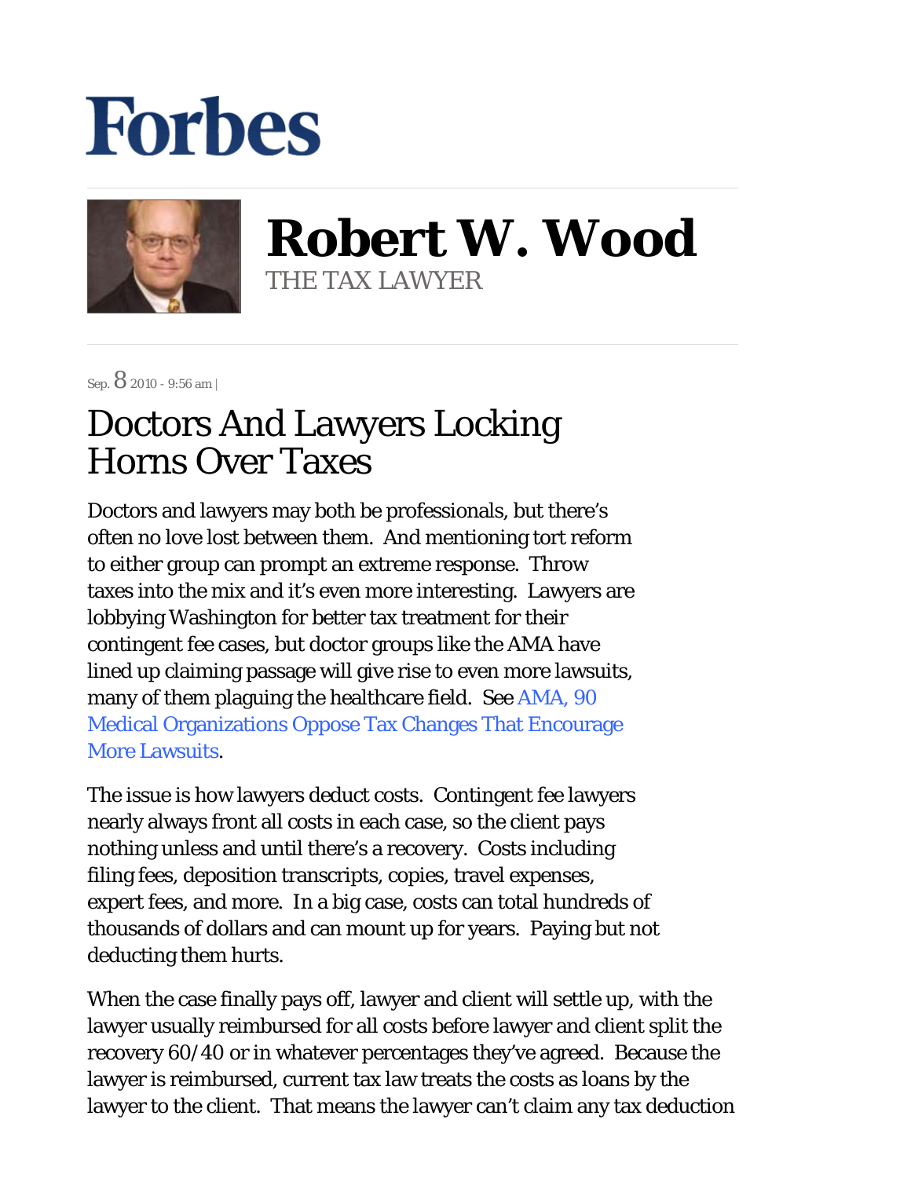# Forbes

## Robert W. Wood

THE TAX LAWYER

Sep. 8 2010 - 9:56 am |

# Doctors And Lawyers Locking Horns Over Taxes

Doctors and lawyers may both be professionals, but there's often no love lost between them. And mentioning tort reform to either group can prompt an extreme response. Throw taxes into the mix and it's even more interesting. Lawyers are lobbying Washington for better tax treatment for their contingent fee cases, but doctor groups like the AMA have lined up claiming passage will give rise to even more lawsuits, many of them plaguing the healthcare field. See AMA, 90 Medical Organizations Oppose Tax Changes That Encourage More Lawsuits.

The issue is how lawyers deduct costs. Contingent fee lawyers nearly always front all costs in each case, so the client pays nothing unless and until there's a recovery. Costs including filing fees, deposition transcripts, copies, travel expenses, expert fees, and more. In a big case, costs can total hundreds of thousands of dollars and can mount up for years. Paying but not deducting them hurts.

When the case finally pays off, lawyer and client will settle up, with the lawyer usually reimbursed for all costs before lawyer and client split the recovery 60/40 or in whatever percentages they've agreed. Because the lawyer is reimbursed, current tax law treats the costs as loans by the lawyer to the client. That means the lawyer can't claim any tax deduction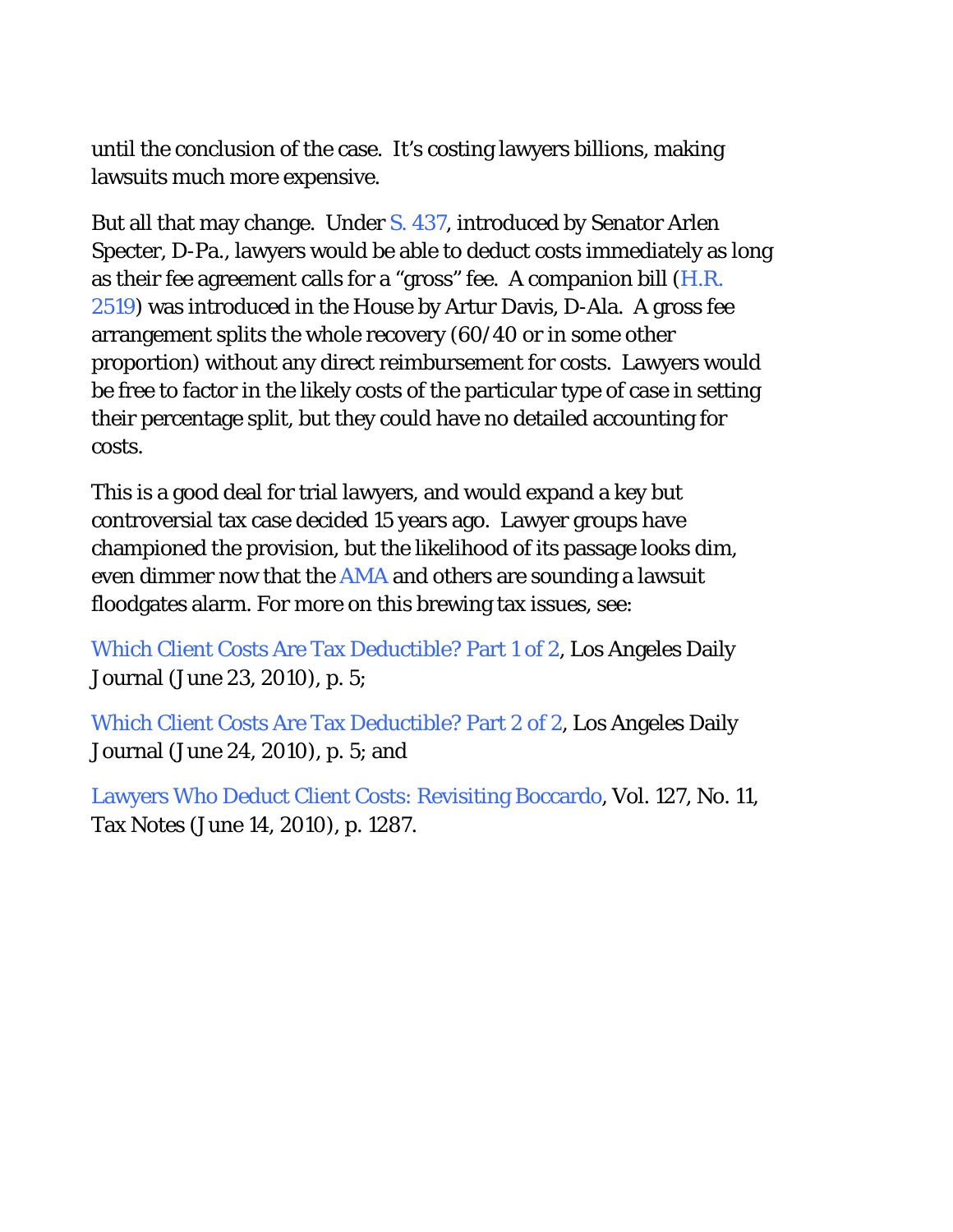until the conclusion of the case. It's costing lawyers billions, making lawsuits much more expensive.

But all that may change. Under S. 437, introduced by Senator Arlen Specter, D-Pa., lawyers would be able to deduct costs immediately as long as their fee agreement calls for a "gross" fee. A companion bill (H.R. 2519) was introduced in the House by Artur Davis, D-Ala. A gross fee arrangement splits the whole recovery (60/40 or in some other proportion) without any direct reimbursement for costs. Lawyers would be free to factor in the likely costs of the particular type of case in setting their percentage split, but they could have no detailed accounting for costs.

This is a good deal for trial lawyers, and would expand a key but controversial tax case decided 15 years ago. Lawyer groups have championed the provision, but the likelihood of its passage looks dim, even dimmer now that the AMA and others are sounding a lawsuit floodgates alarm. For more on this brewing tax issues, see:

Which Client Costs Are Tax Deductible? Part 1 of 2, Los Angeles Daily Journal (June 23, 2010), p. 5;

Which Client Costs Are Tax Deductible? Part 2 of 2, Los Angeles Daily Journal (June 24, 2010), p. 5; and

Lawyers Who Deduct Client Costs: Revisiting Boccardo, Vol. 127, No. 11, Tax Notes (June 14, 2010), p. 1287.